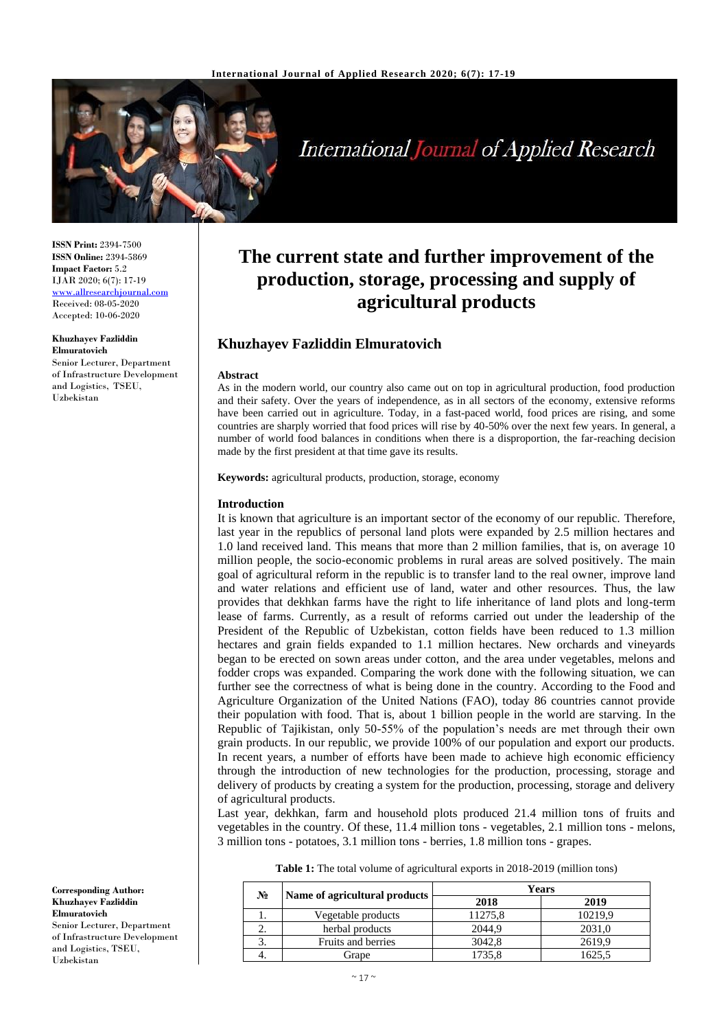**ISSN Print:** 2394-7500
**ISSN Online:** 2394-5869
**Impact Factor:** 5.2
IJAR 2020; 6(7): 17-19
www.allresearchjournal.com
Received: 08-05-2020
Accepted: 10-06-2020

**Khuzhayev Fazliddin Elmuratovich**
Senior Lecturer, Department of Infrastructure Development and Logistics, TSEU, Uzbekistan

**Corresponding Author:**
**Khuzhayev Fazliddin Elmuratovich**
Senior Lecturer, Department of Infrastructure Development and Logistics, TSEU, Uzbekistan

# The current state and further improvement of the production, storage, processing and supply of agricultural products

## Khuzhayev Fazliddin Elmuratovich

### Abstract

As in the modern world, our country also came out on top in agricultural production, food production and their safety. Over the years of independence, as in all sectors of the economy, extensive reforms have been carried out in agriculture. Today, in a fast-paced world, food prices are rising, and some countries are sharply worried that food prices will rise by 40-50% over the next few years. In general, a number of world food balances in conditions when there is a disproportion, the far-reaching decision made by the first president at that time gave its results.

**Keywords:** agricultural products, production, storage, economy

### Introduction

It is known that agriculture is an important sector of the economy of our republic. Therefore, last year in the republics of personal land plots were expanded by 2.5 million hectares and 1.0 land received land. This means that more than 2 million families, that is, on average 10 million people, the socio-economic problems in rural areas are solved positively. The main goal of agricultural reform in the republic is to transfer land to the real owner, improve land and water relations and efficient use of land, water and other resources. Thus, the law provides that dekhkan farms have the right to life inheritance of land plots and long-term lease of farms. Currently, as a result of reforms carried out under the leadership of the President of the Republic of Uzbekistan, cotton fields have been reduced to 1.3 million hectares and grain fields expanded to 1.1 million hectares. New orchards and vineyards began to be erected on sown areas under cotton, and the area under vegetables, melons and fodder crops was expanded. Comparing the work done with the following situation, we can further see the correctness of what is being done in the country. According to the Food and Agriculture Organization of the United Nations (FAO), today 86 countries cannot provide their population with food. That is, about 1 billion people in the world are starving. In the Republic of Tajikistan, only 50-55% of the population's needs are met through their own grain products. In our republic, we provide 100% of our population and export our products. In recent years, a number of efforts have been made to achieve high economic efficiency through the introduction of new technologies for the production, processing, storage and delivery of products by creating a system for the production, processing, storage and delivery of agricultural products.

Last year, dekhkan, farm and household plots produced 21.4 million tons of fruits and vegetables in the country. Of these, 11.4 million tons - vegetables, 2.1 million tons - melons, 3 million tons - potatoes, 3.1 million tons - berries, 1.8 million tons - grapes.

**Table 1:** The total volume of agricultural exports in 2018-2019 (million tons)

| № | Name of agricultural products | Years | |
|---|---|---|---|
| | | 2018 | 2019 |
| 1. | Vegetable products | 11275,8 | 10219,9 |
| 2. | herbal products | 2044,9 | 2031,0 |
| 3. | Fruits and berries | 3042,8 | 2619,9 |
| 4. | Grape | 1735,8 | 1625,5 |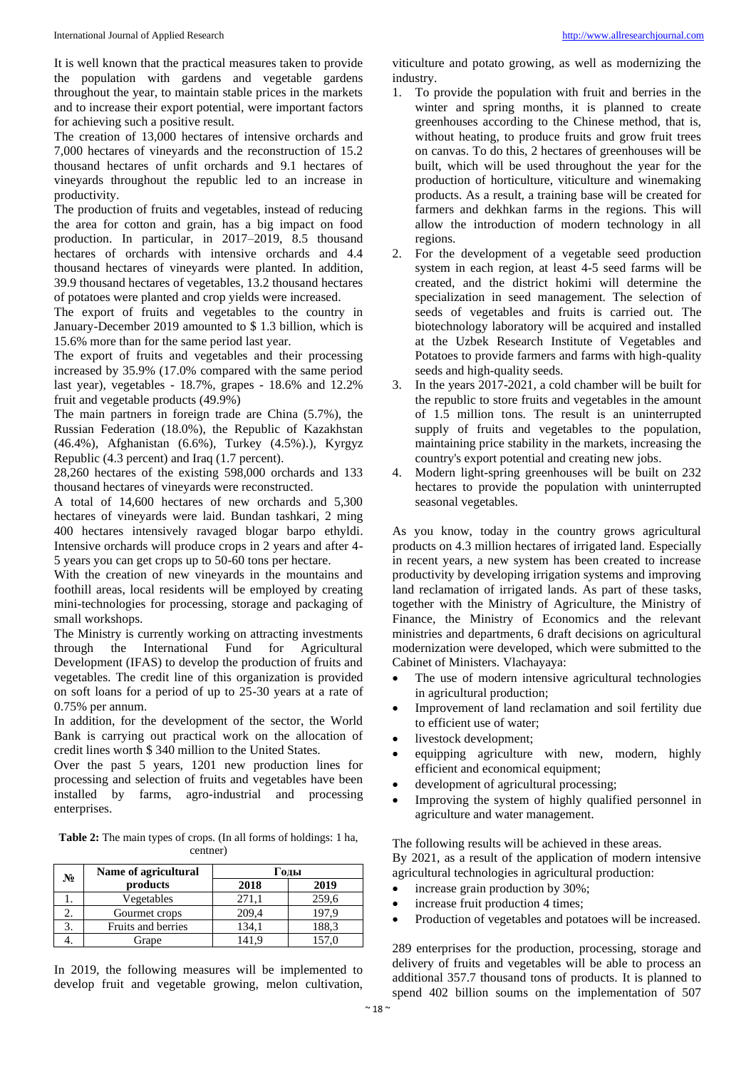It is well known that the practical measures taken to provide the population with gardens and vegetable gardens throughout the year, to maintain stable prices in the markets and to increase their export potential, were important factors for achieving such a positive result.

The creation of 13,000 hectares of intensive orchards and 7,000 hectares of vineyards and the reconstruction of 15.2 thousand hectares of unfit orchards and 9.1 hectares of vineyards throughout the republic led to an increase in productivity.

The production of fruits and vegetables, instead of reducing the area for cotton and grain, has a big impact on food production. In particular, in 2017–2019, 8.5 thousand hectares of orchards with intensive orchards and 4.4 thousand hectares of vineyards were planted. In addition, 39.9 thousand hectares of vegetables, 13.2 thousand hectares of potatoes were planted and crop yields were increased.

The export of fruits and vegetables to the country in January-December 2019 amounted to $ 1.3 billion, which is 15.6% more than for the same period last year.

The export of fruits and vegetables and their processing increased by 35.9% (17.0% compared with the same period last year), vegetables - 18.7%, grapes - 18.6% and 12.2% fruit and vegetable products (49.9%)

The main partners in foreign trade are China (5.7%), the Russian Federation (18.0%), the Republic of Kazakhstan (46.4%), Afghanistan (6.6%), Turkey (4.5%).), Kyrgyz Republic (4.3 percent) and Iraq (1.7 percent).

28,260 hectares of the existing 598,000 orchards and 133 thousand hectares of vineyards were reconstructed.

A total of 14,600 hectares of new orchards and 5,300 hectares of vineyards were laid. Bundan tashkari, 2 ming 400 hectares intensively ravaged blogar barpo ethyldi. Intensive orchards will produce crops in 2 years and after 4-5 years you can get crops up to 50-60 tons per hectare.

With the creation of new vineyards in the mountains and foothill areas, local residents will be employed by creating mini-technologies for processing, storage and packaging of small workshops.

The Ministry is currently working on attracting investments through the International Fund for Agricultural Development (IFAS) to develop the production of fruits and vegetables. The credit line of this organization is provided on soft loans for a period of up to 25-30 years at a rate of 0.75% per annum.

In addition, for the development of the sector, the World Bank is carrying out practical work on the allocation of credit lines worth $ 340 million to the United States.

Over the past 5 years, 1201 new production lines for processing and selection of fruits and vegetables have been installed by farms, agro-industrial and processing enterprises.

**Table 2:** The main types of crops. (In all forms of holdings: 1 ha, centner)

| № | Name of agricultural products | Годы | |
|---|---|---|---|
| | | 2018 | 2019 |
| 1. | Vegetables | 271,1 | 259,6 |
| 2. | Gourmet crops | 209,4 | 197,9 |
| 3. | Fruits and berries | 134,1 | 188,3 |
| 4. | Grape | 141,9 | 157,0 |

In 2019, the following measures will be implemented to develop fruit and vegetable growing, melon cultivation, viticulture and potato growing, as well as modernizing the industry.

1. To provide the population with fruit and berries in the winter and spring months, it is planned to create greenhouses according to the Chinese method, that is, without heating, to produce fruits and grow fruit trees on canvas. To do this, 2 hectares of greenhouses will be built, which will be used throughout the year for the production of horticulture, viticulture and winemaking products. As a result, a training base will be created for farmers and dekhkan farms in the regions. This will allow the introduction of modern technology in all regions.
2. For the development of a vegetable seed production system in each region, at least 4-5 seed farms will be created, and the district hokimi will determine the specialization in seed management. The selection of seeds of vegetables and fruits is carried out. The biotechnology laboratory will be acquired and installed at the Uzbek Research Institute of Vegetables and Potatoes to provide farmers and farms with high-quality seeds and high-quality seeds.
3. In the years 2017-2021, a cold chamber will be built for the republic to store fruits and vegetables in the amount of 1.5 million tons. The result is an uninterrupted supply of fruits and vegetables to the population, maintaining price stability in the markets, increasing the country's export potential and creating new jobs.
4. Modern light-spring greenhouses will be built on 232 hectares to provide the population with uninterrupted seasonal vegetables.

As you know, today in the country grows agricultural products on 4.3 million hectares of irrigated land. Especially in recent years, a new system has been created to increase productivity by developing irrigation systems and improving land reclamation of irrigated lands. As part of these tasks, together with the Ministry of Agriculture, the Ministry of Finance, the Ministry of Economics and the relevant ministries and departments, 6 draft decisions on agricultural modernization were developed, which were submitted to the Cabinet of Ministers. Vlachayaya:

- The use of modern intensive agricultural technologies in agricultural production;
- Improvement of land reclamation and soil fertility due to efficient use of water;
- livestock development;
- equipping agriculture with new, modern, highly efficient and economical equipment;
- development of agricultural processing;
- Improving the system of highly qualified personnel in agriculture and water management.

The following results will be achieved in these areas.

By 2021, as a result of the application of modern intensive agricultural technologies in agricultural production:

- increase grain production by 30%;
- increase fruit production 4 times;
- Production of vegetables and potatoes will be increased.

289 enterprises for the production, processing, storage and delivery of fruits and vegetables will be able to process an additional 357.7 thousand tons of products. It is planned to spend 402 billion soums on the implementation of 507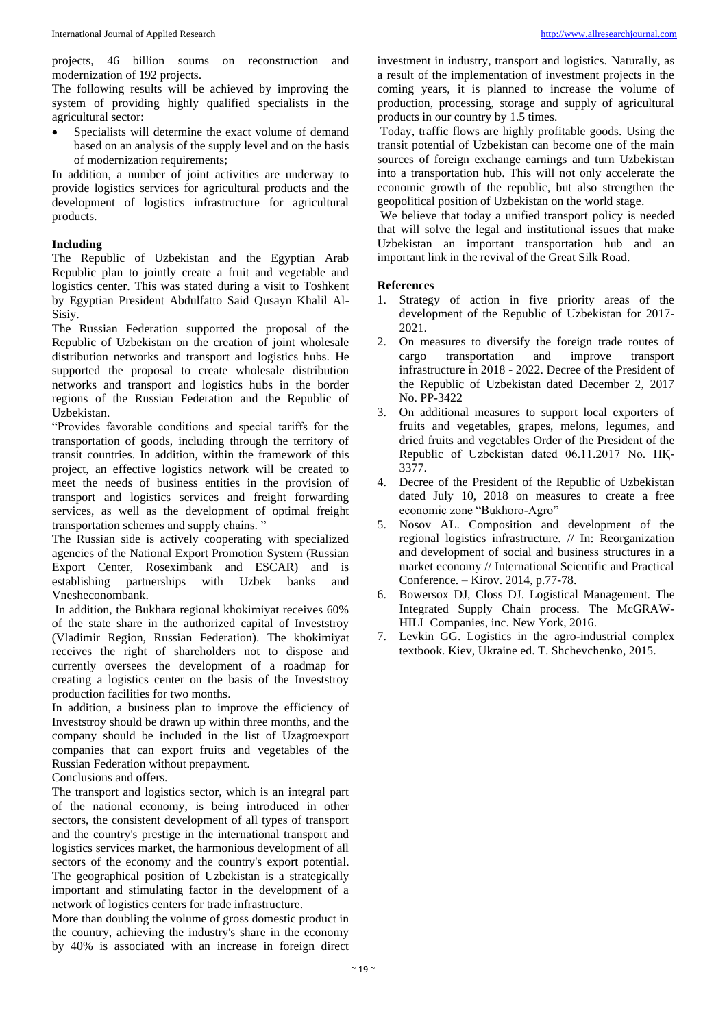projects, 46 billion soums on reconstruction and modernization of 192 projects.

The following results will be achieved by improving the system of providing highly qualified specialists in the agricultural sector:

- Specialists will determine the exact volume of demand based on an analysis of the supply level and on the basis of modernization requirements;

In addition, a number of joint activities are underway to provide logistics services for agricultural products and the development of logistics infrastructure for agricultural products.

**Including**

The Republic of Uzbekistan and the Egyptian Arab Republic plan to jointly create a fruit and vegetable and logistics center. This was stated during a visit to Toshkent by Egyptian President Abdulfatto Said Qusayn Khalil Al-Sisiy.

The Russian Federation supported the proposal of the Republic of Uzbekistan on the creation of joint wholesale distribution networks and transport and logistics hubs. He supported the proposal to create wholesale distribution networks and transport and logistics hubs in the border regions of the Russian Federation and the Republic of Uzbekistan.

"Provides favorable conditions and special tariffs for the transportation of goods, including through the territory of transit countries. In addition, within the framework of this project, an effective logistics network will be created to meet the needs of business entities in the provision of transport and logistics services and freight forwarding services, as well as the development of optimal freight transportation schemes and supply chains. "

The Russian side is actively cooperating with specialized agencies of the National Export Promotion System (Russian Export Center, Roseximbank and ESCAR) and is establishing partnerships with Uzbek banks and Vnesheconombank.

In addition, the Bukhara regional khokimiyat receives 60% of the state share in the authorized capital of Investstroy (Vladimir Region, Russian Federation). The khokimiyat receives the right of shareholders not to dispose and currently oversees the development of a roadmap for creating a logistics center on the basis of the Investstroy production facilities for two months.

In addition, a business plan to improve the efficiency of Investstroy should be drawn up within three months, and the company should be included in the list of Uzagroexport companies that can export fruits and vegetables of the Russian Federation without prepayment.

Conclusions and offers.

The transport and logistics sector, which is an integral part of the national economy, is being introduced in other sectors, the consistent development of all types of transport and the country's prestige in the international transport and logistics services market, the harmonious development of all sectors of the economy and the country's export potential. The geographical position of Uzbekistan is a strategically important and stimulating factor in the development of a network of logistics centers for trade infrastructure.

More than doubling the volume of gross domestic product in the country, achieving the industry's share in the economy by 40% is associated with an increase in foreign direct investment in industry, transport and logistics. Naturally, as a result of the implementation of investment projects in the coming years, it is planned to increase the volume of production, processing, storage and supply of agricultural products in our country by 1.5 times.

Today, traffic flows are highly profitable goods. Using the transit potential of Uzbekistan can become one of the main sources of foreign exchange earnings and turn Uzbekistan into a transportation hub. This will not only accelerate the economic growth of the republic, but also strengthen the geopolitical position of Uzbekistan on the world stage.

We believe that today a unified transport policy is needed that will solve the legal and institutional issues that make Uzbekistan an important transportation hub and an important link in the revival of the Great Silk Road.

**References**

1. Strategy of action in five priority areas of the development of the Republic of Uzbekistan for 2017-2021.
2. On measures to diversify the foreign trade routes of cargo transportation and improve transport infrastructure in 2018 - 2022. Decree of the President of the Republic of Uzbekistan dated December 2, 2017 No. PP-3422
3. On additional measures to support local exporters of fruits and vegetables, grapes, melons, legumes, and dried fruits and vegetables Order of the President of the Republic of Uzbekistan dated 06.11.2017 No. ПҚ-3377.
4. Decree of the President of the Republic of Uzbekistan dated July 10, 2018 on measures to create a free economic zone "Bukhoro-Agro"
5. Nosov AL. Composition and development of the regional logistics infrastructure. // In: Reorganization and development of social and business structures in a market economy // International Scientific and Practical Conference. – Kirov. 2014, p.77-78.
6. Bowersox DJ, Closs DJ. Logistical Management. The Integrated Supply Chain process. The McGRAW-HILL Companies, inc. New York, 2016.
7. Levkin GG. Logistics in the agro-industrial complex textbook. Kiev, Ukraine ed. T. Shchevchenko, 2015.